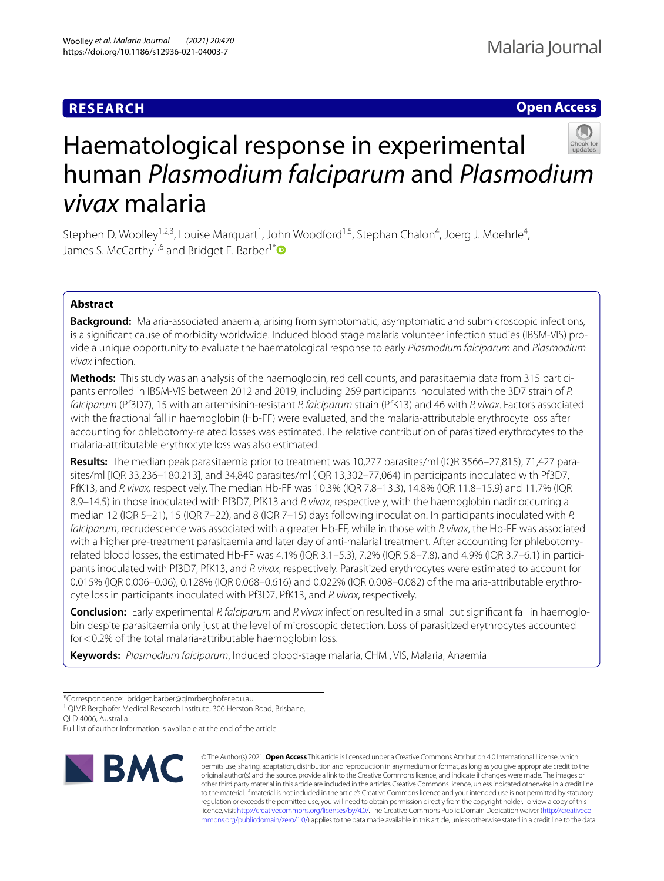**RESEARCH** **Open Access**

# Haematological response in experimental human *Plasmodium falciparum* and *Plasmodium vivax* malaria

Stephen D. Woolley[1,2,3], Louise Marquart[1], John Woodford[1,5], Stephan Chalon[4], Joerg J. Moehrle[4], James S. McCarthy[1,6] and Bridget E. Barber[1*]

## Abstract

**Background:** Malaria-associated anaemia, arising from symptomatic, asymptomatic and submicroscopic infections, is a significant cause of morbidity worldwide. Induced blood stage malaria volunteer infection studies (IBSM-VIS) provide a unique opportunity to evaluate the haematological response to early *Plasmodium falciparum* and *Plasmodium vivax* infection.

**Methods:** This study was an analysis of the haemoglobin, red cell counts, and parasitaemia data from 315 participants enrolled in IBSM-VIS between 2012 and 2019, including 269 participants inoculated with the 3D7 strain of *P. falciparum* (Pf3D7), 15 with an artemisinin-resistant *P. falciparum* strain (PfK13) and 46 with *P. vivax*. Factors associated with the fractional fall in haemoglobin (Hb-FF) were evaluated, and the malaria-attributable erythrocyte loss after accounting for phlebotomy-related losses was estimated. The relative contribution of parasitized erythrocytes to the malaria-attributable erythrocyte loss was also estimated.

**Results:** The median peak parasitaemia prior to treatment was 10,277 parasites/ml (IQR 3566–27,815), 71,427 parasites/ml [IQR 33,236–180,213], and 34,840 parasites/ml (IQR 13,302–77,064) in participants inoculated with Pf3D7, PfK13, and *P. vivax*, respectively. The median Hb-FF was 10.3% (IQR 7.8–13.3), 14.8% (IQR 11.8–15.9) and 11.7% (IQR 8.9–14.5) in those inoculated with Pf3D7, PfK13 and *P. vivax*, respectively, with the haemoglobin nadir occurring a median 12 (IQR 5–21), 15 (IQR 7–22), and 8 (IQR 7–15) days following inoculation. In participants inoculated with *P. falciparum*, recrudescence was associated with a greater Hb-FF, while in those with *P. vivax*, the Hb-FF was associated with a higher pre-treatment parasitaemia and later day of anti-malarial treatment. After accounting for phlebotomy-related blood losses, the estimated Hb-FF was 4.1% (IQR 3.1–5.3), 7.2% (IQR 5.8–7.8), and 4.9% (IQR 3.7–6.1) in participants inoculated with Pf3D7, PfK13, and *P. vivax*, respectively. Parasitized erythrocytes were estimated to account for 0.015% (IQR 0.006–0.06), 0.128% (IQR 0.068–0.616) and 0.022% (IQR 0.008–0.082) of the malaria-attributable erythrocyte loss in participants inoculated with Pf3D7, PfK13, and *P. vivax*, respectively.

**Conclusion:** Early experimental *P. falciparum* and *P. vivax* infection resulted in a small but significant fall in haemoglobin despite parasitaemia only just at the level of microscopic detection. Loss of parasitized erythrocytes accounted for < 0.2% of the total malaria-attributable haemoglobin loss.

**Keywords:** *Plasmodium falciparum*, Induced blood-stage malaria, CHMI, VIS, Malaria, Anaemia

*Correspondence: bridget.barber@qimrberghofer.edu.au

[1] QIMR Berghofer Medical Research Institute, 300 Herston Road, Brisbane, QLD 4006, Australia

Full list of author information is available at the end of the article

© The Author(s) 2021. **Open Access** This article is licensed under a Creative Commons Attribution 4.0 International License, which permits use, sharing, adaptation, distribution and reproduction in any medium or format, as long as you give appropriate credit to the original author(s) and the source, provide a link to the Creative Commons licence, and indicate if changes were made. The images or other third party material in this article are included in the article's Creative Commons licence, unless indicated otherwise in a credit line to the material. If material is not included in the article's Creative Commons licence and your intended use is not permitted by statutory regulation or exceeds the permitted use, you will need to obtain permission directly from the copyright holder. To view a copy of this licence, visit http://creativecommons.org/licenses/by/4.0/. The Creative Commons Public Domain Dedication waiver (http://creativecommons.org/publicdomain/zero/1.0/) applies to the data made available in this article, unless otherwise stated in a credit line to the data.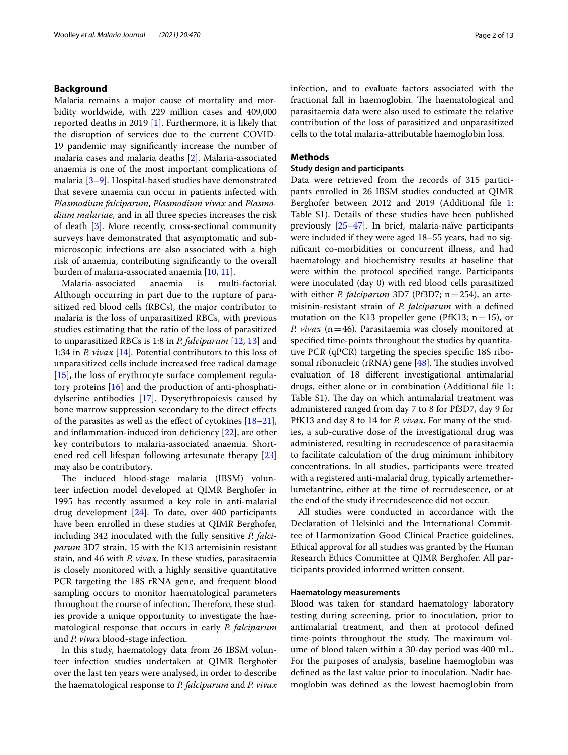## Background

Malaria remains a major cause of mortality and morbidity worldwide, with 229 million cases and 409,000 reported deaths in 2019 [1]. Furthermore, it is likely that the disruption of services due to the current COVID-19 pandemic may significantly increase the number of malaria cases and malaria deaths [2]. Malaria-associated anaemia is one of the most important complications of malaria [3–9]. Hospital-based studies have demonstrated that severe anaemia can occur in patients infected with *Plasmodium falciparum*, *Plasmodium vivax* and *Plasmodium malariae*, and in all three species increases the risk of death [3]. More recently, cross-sectional community surveys have demonstrated that asymptomatic and sub-microscopic infections are also associated with a high risk of anaemia, contributing significantly to the overall burden of malaria-associated anaemia [10, 11].

Malaria-associated anaemia is multi-factorial. Although occurring in part due to the rupture of parasitized red blood cells (RBCs), the major contributor to malaria is the loss of unparasitized RBCs, with previous studies estimating that the ratio of the loss of parasitized to unparasitized RBCs is 1:8 in *P. falciparum* [12, 13] and 1:34 in *P. vivax* [14]. Potential contributors to this loss of unparasitized cells include increased free radical damage [15], the loss of erythrocyte surface complement regulatory proteins [16] and the production of anti-phosphatidylserine antibodies [17]. Dyserythropoiesis caused by bone marrow suppression secondary to the direct effects of the parasites as well as the effect of cytokines [18–21], and inflammation-induced iron deficiency [22], are other key contributors to malaria-associated anaemia. Shortened red cell lifespan following artesunate therapy [23] may also be contributory.

The induced blood-stage malaria (IBSM) volunteer infection model developed at QIMR Berghofer in 1995 has recently assumed a key role in anti-malarial drug development [24]. To date, over 400 participants have been enrolled in these studies at QIMR Berghofer, including 342 inoculated with the fully sensitive *P. falciparum* 3D7 strain, 15 with the K13 artemisinin resistant stain, and 46 with *P. vivax*. In these studies, parasitaemia is closely monitored with a highly sensitive quantitative PCR targeting the 18S rRNA gene, and frequent blood sampling occurs to monitor haematological parameters throughout the course of infection. Therefore, these studies provide a unique opportunity to investigate the haematological response that occurs in early *P. falciparum* and *P. vivax* blood-stage infection.

In this study, haematology data from 26 IBSM volunteer infection studies undertaken at QIMR Berghofer over the last ten years were analysed, in order to describe the haematological response to *P. falciparum* and *P. vivax* infection, and to evaluate factors associated with the fractional fall in haemoglobin. The haematological and parasitaemia data were also used to estimate the relative contribution of the loss of parasitized and unparasitized cells to the total malaria-attributable haemoglobin loss.

## Methods

### Study design and participants

Data were retrieved from the records of 315 participants enrolled in 26 IBSM studies conducted at QIMR Berghofer between 2012 and 2019 (Additional file 1: Table S1). Details of these studies have been published previously [25–47]. In brief, malaria-naïve participants were included if they were aged 18–55 years, had no significant co-morbidities or concurrent illness, and had haematology and biochemistry results at baseline that were within the protocol specified range. Participants were inoculated (day 0) with red blood cells parasitized with either *P. falciparum* 3D7 (Pf3D7; n = 254), an artemisinin-resistant strain of *P. falciparum* with a defined mutation on the K13 propeller gene (PfK13; n = 15), or *P. vivax* (n = 46). Parasitaemia was closely monitored at specified time-points throughout the studies by quantitative PCR (qPCR) targeting the species specific 18S ribosomal ribonucleic (rRNA) gene [48]. The studies involved evaluation of 18 different investigational antimalarial drugs, either alone or in combination (Additional file 1: Table S1). The day on which antimalarial treatment was administered ranged from day 7 to 8 for Pf3D7, day 9 for PfK13 and day 8 to 14 for *P. vivax*. For many of the studies, a sub-curative dose of the investigational drug was administered, resulting in recrudescence of parasitaemia to facilitate calculation of the drug minimum inhibitory concentrations. In all studies, participants were treated with a registered anti-malarial drug, typically artemether-lumefantrine, either at the time of recrudescence, or at the end of the study if recrudescence did not occur.

All studies were conducted in accordance with the Declaration of Helsinki and the International Committee of Harmonization Good Clinical Practice guidelines. Ethical approval for all studies was granted by the Human Research Ethics Committee at QIMR Berghofer. All participants provided informed written consent.

### Haematology measurements

Blood was taken for standard haematology laboratory testing during screening, prior to inoculation, prior to antimalarial treatment, and then at protocol defined time-points throughout the study. The maximum volume of blood taken within a 30-day period was 400 mL. For the purposes of analysis, baseline haemoglobin was defined as the last value prior to inoculation. Nadir haemoglobin was defined as the lowest haemoglobin from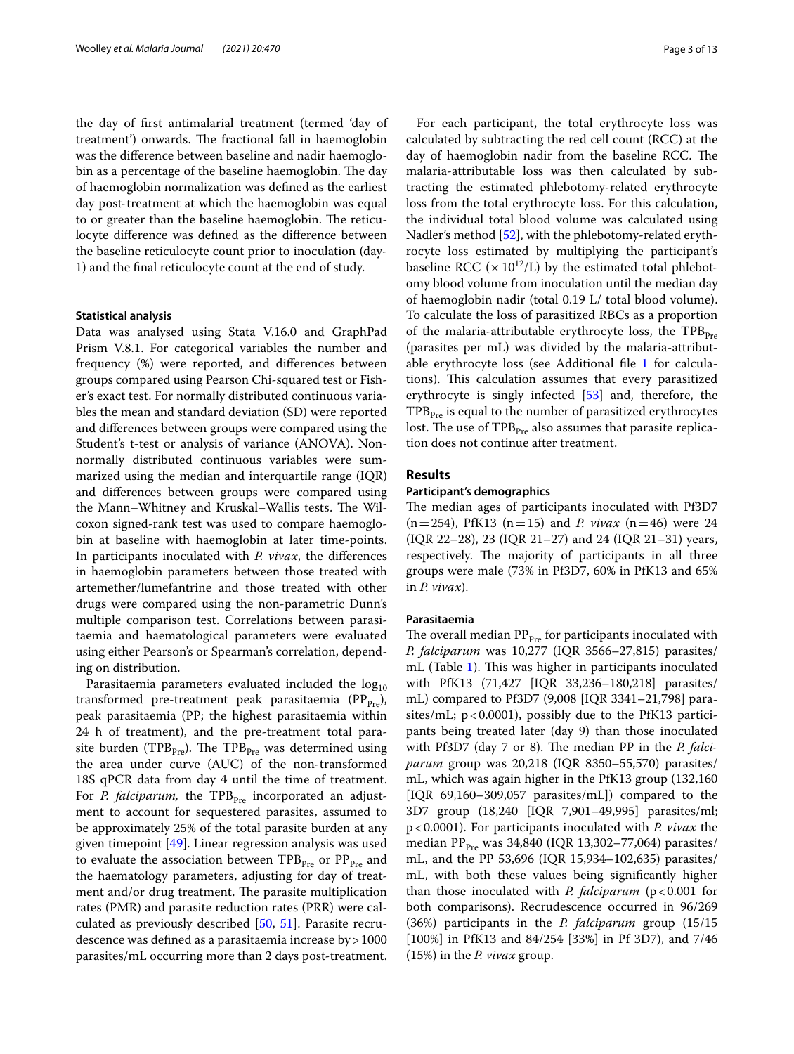the day of first antimalarial treatment (termed 'day of treatment') onwards. The fractional fall in haemoglobin was the difference between baseline and nadir haemoglobin as a percentage of the baseline haemoglobin. The day of haemoglobin normalization was defined as the earliest day post-treatment at which the haemoglobin was equal to or greater than the baseline haemoglobin. The reticulocyte difference was defined as the difference between the baseline reticulocyte count prior to inoculation (day-1) and the final reticulocyte count at the end of study.

#### Statistical analysis

Data was analysed using Stata V.16.0 and GraphPad Prism V.8.1. For categorical variables the number and frequency (%) were reported, and differences between groups compared using Pearson Chi-squared test or Fisher's exact test. For normally distributed continuous variables the mean and standard deviation (SD) were reported and differences between groups were compared using the Student's t-test or analysis of variance (ANOVA). Non-normally distributed continuous variables were summarized using the median and interquartile range (IQR) and differences between groups were compared using the Mann–Whitney and Kruskal–Wallis tests. The Wilcoxon signed-rank test was used to compare haemoglobin at baseline with haemoglobin at later time-points. In participants inoculated with *P. vivax*, the differences in haemoglobin parameters between those treated with artemether/lumefantrine and those treated with other drugs were compared using the non-parametric Dunn's multiple comparison test. Correlations between parasitaemia and haematological parameters were evaluated using either Pearson's or Spearman's correlation, depending on distribution.

Parasitaemia parameters evaluated included the $\log_{10}$ transformed pre-treatment peak parasitaemia ($PP_{Pre}$), peak parasitaemia (PP; the highest parasitaemia within 24 h of treatment), and the pre-treatment total parasite burden ($TPB_{Pre}$). The $TPB_{Pre}$ was determined using the area under curve (AUC) of the non-transformed 18S qPCR data from day 4 until the time of treatment. For *P. falciparum,* the $TPB_{Pre}$ incorporated an adjustment to account for sequestered parasites, assumed to be approximately 25% of the total parasite burden at any given timepoint [49]. Linear regression analysis was used to evaluate the association between $TPB_{Pre}$ or $PP_{Pre}$ and the haematology parameters, adjusting for day of treatment and/or drug treatment. The parasite multiplication rates (PMR) and parasite reduction rates (PRR) were calculated as previously described [50, 51]. Parasite recrudescence was defined as a parasitaemia increase by > 1000 parasites/mL occurring more than 2 days post-treatment.

For each participant, the total erythrocyte loss was calculated by subtracting the red cell count (RCC) at the day of haemoglobin nadir from the baseline RCC. The malaria-attributable loss was then calculated by subtracting the estimated phlebotomy-related erythrocyte loss from the total erythrocyte loss. For this calculation, the individual total blood volume was calculated using Nadler's method [52], with the phlebotomy-related erythrocyte loss estimated by multiplying the participant's baseline RCC ($\times 10^{12}$/L) by the estimated total phlebotomy blood volume from inoculation until the median day of haemoglobin nadir (total 0.19 L/ total blood volume). To calculate the loss of parasitized RBCs as a proportion of the malaria-attributable erythrocyte loss, the $TPB_{Pre}$ (parasites per mL) was divided by the malaria-attributable erythrocyte loss (see Additional file 1 for calculations). This calculation assumes that every parasitized erythrocyte is singly infected [53] and, therefore, the $TPB_{Pre}$ is equal to the number of parasitized erythrocytes lost. The use of $TPB_{Pre}$ also assumes that parasite replication does not continue after treatment.

## Results

#### Participant's demographics

The median ages of participants inoculated with Pf3D7 (n = 254), PfK13 (n = 15) and *P. vivax* (n = 46) were 24 (IQR 22–28), 23 (IQR 21–27) and 24 (IQR 21–31) years, respectively. The majority of participants in all three groups were male (73% in Pf3D7, 60% in PfK13 and 65% in *P. vivax*).

#### Parasitaemia

The overall median $PP_{Pre}$ for participants inoculated with *P. falciparum* was 10,277 (IQR 3566–27,815) parasites/mL (Table 1). This was higher in participants inoculated with PfK13 (71,427 [IQR 33,236–180,218] parasites/mL) compared to Pf3D7 (9,008 [IQR 3341–21,798] parasites/mL; $p < 0.0001$), possibly due to the PfK13 participants being treated later (day 9) than those inoculated with Pf3D7 (day 7 or 8). The median PP in the *P. falciparum* group was 20,218 (IQR 8350–55,570) parasites/mL, which was again higher in the PfK13 group (132,160 [IQR 69,160–309,057 parasites/mL]) compared to the 3D7 group (18,240 [IQR 7,901–49,995] parasites/ml; $p < 0.0001$). For participants inoculated with *P. vivax* the median $PP_{Pre}$ was 34,840 (IQR 13,302–77,064) parasites/mL, and the PP 53,696 (IQR 15,934–102,635) parasites/mL, with both these values being significantly higher than those inoculated with *P. falciparum* ($p < 0.001$ for both comparisons). Recrudescence occurred in 96/269 (36%) participants in the *P. falciparum* group (15/15 [100%] in PfK13 and 84/254 [33%] in Pf 3D7), and 7/46 (15%) in the *P. vivax* group.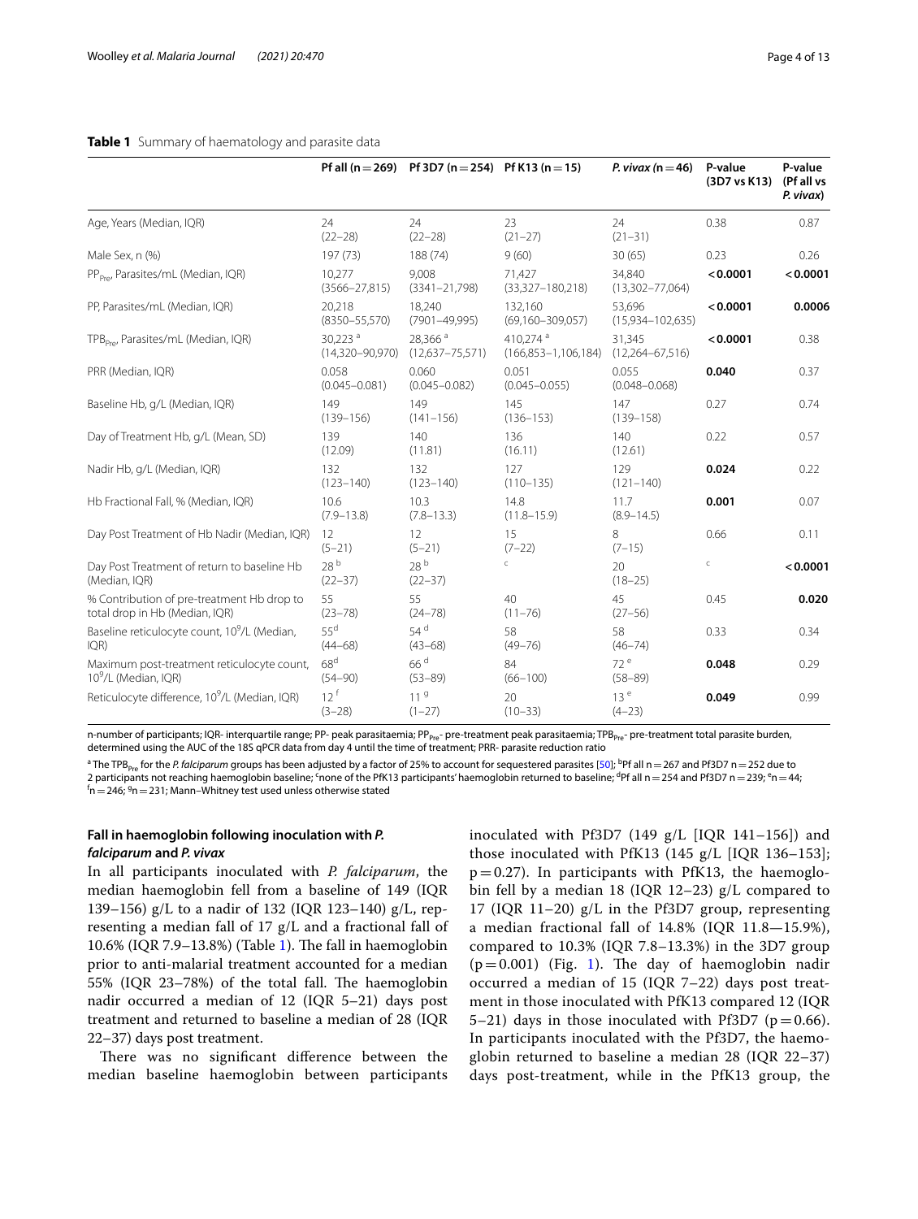**Table 1** Summary of haematology and parasite data

| | Pf all (n = 269) | Pf 3D7 (n = 254) | Pf K13 (n = 15) | *P. vivax* (n = 46) | P-value (3D7 vs K13) | P-value (Pf all vs *P. vivax*) |
|---|---|---|---|---|---|---|
| Age, Years (Median, IQR) | 24 (22–28) | 24 (22–28) | 23 (21–27) | 24 (21–31) | 0.38 | 0.87 |
| Male Sex, n (%) | 197 (73) | 188 (74) | 9 (60) | 30 (65) | 0.23 | 0.26 |
| $PP_{Pre}$, Parasites/mL (Median, IQR) | 10,277 (3566–27,815) | 9,008 (3341–21,798) | 71,427 (33,327–180,218) | 34,840 (13,302–77,064) | **< 0.0001** | **< 0.0001** |
| PP, Parasites/mL (Median, IQR) | 20,218 (8350–55,570) | 18,240 (7901–49,995) | 132,160 (69,160–309,057) | 53,696 (15,934–102,635) | **< 0.0001** | **0.0006** |
| $TPB_{Pre}$, Parasites/mL (Median, IQR) | 30,223 [a] (14,320–90,970) | 28,366 [a] (12,637–75,571) | 410,274 [a] (166,853–1,106,184) | 31,345 (12,264–67,516) | **< 0.0001** | 0.38 |
| PRR (Median, IQR) | 0.058 (0.045–0.081) | 0.060 (0.045–0.082) | 0.051 (0.045–0.055) | 0.055 (0.048–0.068) | **0.040** | 0.37 |
| Baseline Hb, g/L (Median, IQR) | 149 (139–156) | 149 (141–156) | 145 (136–153) | 147 (139–158) | 0.27 | 0.74 |
| Day of Treatment Hb, g/L (Mean, SD) | 139 (12.09) | 140 (11.81) | 136 (16.11) | 140 (12.61) | 0.22 | 0.57 |
| Nadir Hb, g/L (Median, IQR) | 132 (123–140) | 132 (123–140) | 127 (110–135) | 129 (121–140) | **0.024** | 0.22 |
| Hb Fractional Fall, % (Median, IQR) | 10.6 (7.9–13.8) | 10.3 (7.8–13.3) | 14.8 (11.8–15.9) | 11.7 (8.9–14.5) | **0.001** | 0.07 |
| Day Post Treatment of Hb Nadir (Median, IQR) | 12 (5–21) | 12 (5–21) | 15 (7–22) | 8 (7–15) | 0.66 | 0.11 |
| Day Post Treatment of return to baseline Hb (Median, IQR) | 28 [b] (22–37) | 28 [b] (22–37) | [c] | 20 (18–25) | [c] | **< 0.0001** |
| % Contribution of pre-treatment Hb drop to total drop in Hb (Median, IQR) | 55 (23–78) | 55 (24–78) | 40 (11–76) | 45 (27–56) | 0.45 | **0.020** |
| Baseline reticulocyte count, $10^9$/L (Median, IQR) | 55 [d] (44–68) | 54 [d] (43–68) | 58 (49–76) | 58 (46–74) | 0.33 | 0.34 |
| Maximum post-treatment reticulocyte count, $10^9$/L (Median, IQR) | 68 [d] (54–90) | 66 [d] (53–89) | 84 (66–100) | 72 [e] (58–89) | **0.048** | 0.29 |
| Reticulocyte difference, $10^9$/L (Median, IQR) | 12 [f] (3–28) | 11 [g] (1–27) | 20 (10–33) | 13 [e] (4–23) | **0.049** | 0.99 |

n-number of participants; IQR- interquartile range; PP- peak parasitaemia; $PP_{Pre}$- pre-treatment peak parasitaemia; $TPB_{Pre}$- pre-treatment total parasite burden, determined using the AUC of the 18S qPCR data from day 4 until the time of treatment; PRR- parasite reduction ratio

[a] The $TPB_{Pre}$ for the *P. falciparum* groups has been adjusted by a factor of 25% to account for sequestered parasites [50]; [b] Pf all n = 267 and Pf3D7 n = 252 due to 2 participants not reaching haemoglobin baseline; [c] none of the PfK13 participants' haemoglobin returned to baseline; [d] Pf all n = 254 and Pf3D7 n = 239; [e] n = 44; [f] n = 246; [g] n = 231; Mann–Whitney test used unless otherwise stated

### Fall in haemoglobin following inoculation with *P. falciparum* and *P. vivax*

In all participants inoculated with *P. falciparum*, the median haemoglobin fell from a baseline of 149 (IQR 139–156) g/L to a nadir of 132 (IQR 123–140) g/L, representing a median fall of 17 g/L and a fractional fall of 10.6% (IQR 7.9–13.8%) (Table 1). The fall in haemoglobin prior to anti-malarial treatment accounted for a median 55% (IQR 23–78%) of the total fall. The haemoglobin nadir occurred a median of 12 (IQR 5–21) days post treatment and returned to baseline a median of 28 (IQR 22–37) days post treatment.

There was no significant difference between the median baseline haemoglobin between participants inoculated with Pf3D7 (149 g/L [IQR 141–156]) and those inoculated with PfK13 (145 g/L [IQR 136–153]; p = 0.27). In participants with PfK13, the haemoglobin fell by a median 18 (IQR 12–23) g/L compared to 17 (IQR 11–20) g/L in the Pf3D7 group, representing a median fractional fall of 14.8% (IQR 11.8—15.9%), compared to 10.3% (IQR 7.8–13.3%) in the 3D7 group (p = 0.001) (Fig. 1). The day of haemoglobin nadir occurred a median of 15 (IQR 7–22) days post treatment in those inoculated with PfK13 compared 12 (IQR 5–21) days in those inoculated with Pf3D7 (p = 0.66). In participants inoculated with the Pf3D7, the haemoglobin returned to baseline a median 28 (IQR 22–37) days post-treatment, while in the PfK13 group, the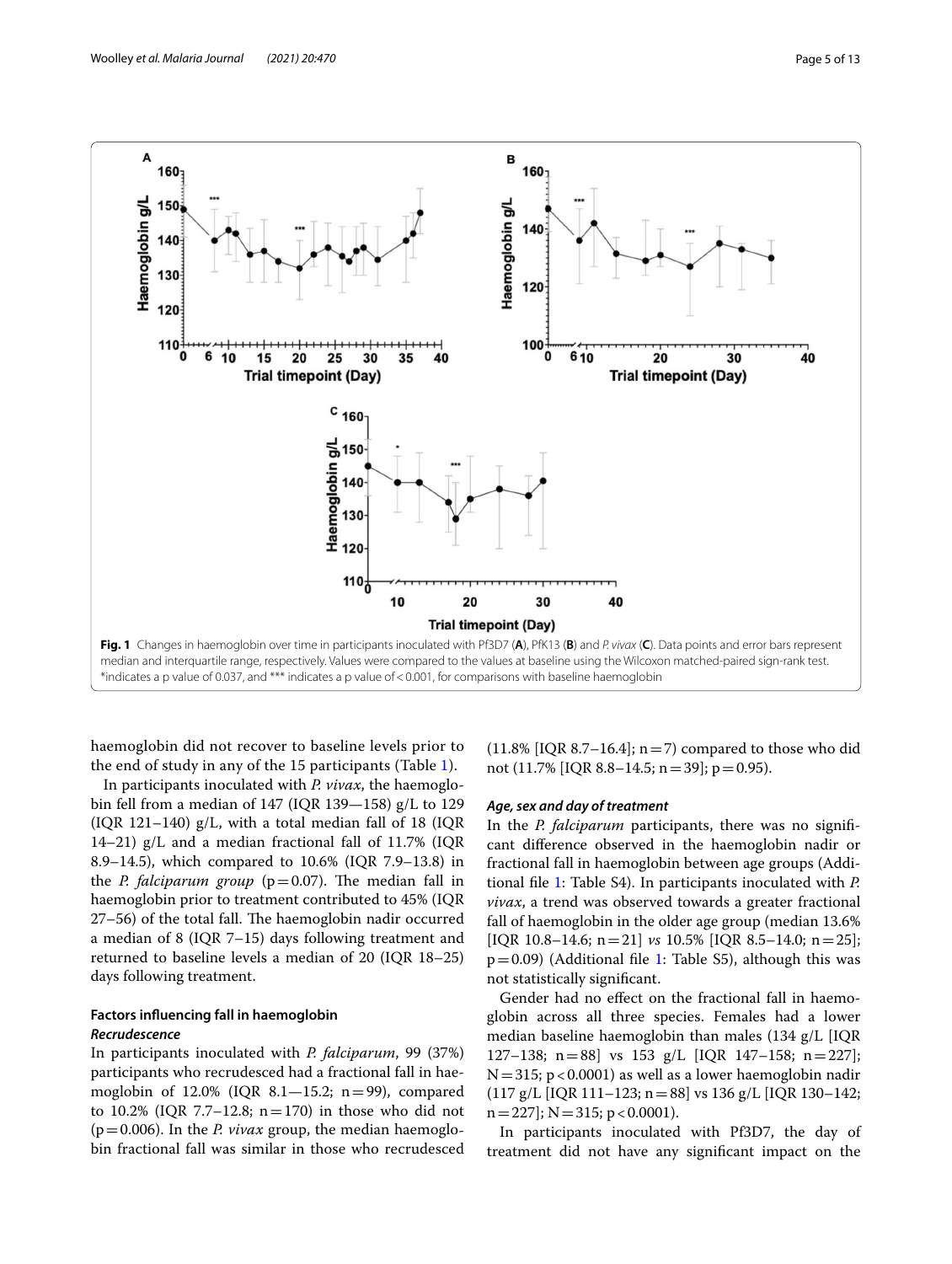**Fig. 1** Changes in haemoglobin over time in participants inoculated with Pf3D7 (**A**), PfK13 (**B**) and *P. vivax* (**C**). Data points and error bars represent median and interquartile range, respectively. Values were compared to the values at baseline using the Wilcoxon matched-paired sign-rank test. *indicates a p value of 0.037, and *** indicates a p value of < 0.001, for comparisons with baseline haemoglobin

haemoglobin did not recover to baseline levels prior to the end of study in any of the 15 participants (Table 1).

In participants inoculated with *P. vivax*, the haemoglobin fell from a median of 147 (IQR 139—158) g/L to 129 (IQR 121–140) g/L, with a total median fall of 18 (IQR 14–21) g/L and a median fractional fall of 11.7% (IQR 8.9–14.5), which compared to 10.6% (IQR 7.9–13.8) in the *P. falciparum group* (p = 0.07). The median fall in haemoglobin prior to treatment contributed to 45% (IQR 27–56) of the total fall. The haemoglobin nadir occurred a median of 8 (IQR 7–15) days following treatment and returned to baseline levels a median of 20 (IQR 18–25) days following treatment.

## Factors influencing fall in haemoglobin

### *Recrudescence*

In participants inoculated with *P. falciparum*, 99 (37%) participants who recrudesced had a fractional fall in haemoglobin of 12.0% (IQR 8.1—15.2; n = 99), compared to 10.2% (IQR 7.7–12.8; n = 170) in those who did not (p = 0.006). In the *P. vivax* group, the median haemoglobin fractional fall was similar in those who recrudesced (11.8% [IQR 8.7–16.4]; n = 7) compared to those who did not (11.7% [IQR 8.8–14.5; n = 39]; p = 0.95).

### *Age, sex and day of treatment*

In the *P. falciparum* participants, there was no significant difference observed in the haemoglobin nadir or fractional fall in haemoglobin between age groups (Additional file 1: Table S4). In participants inoculated with *P. vivax*, a trend was observed towards a greater fractional fall of haemoglobin in the older age group (median 13.6% [IQR 10.8–14.6; n = 21] *vs* 10.5% [IQR 8.5–14.0; n = 25]; p = 0.09) (Additional file 1: Table S5), although this was not statistically significant.

Gender had no effect on the fractional fall in haemoglobin across all three species. Females had a lower median baseline haemoglobin than males (134 g/L [IQR 127–138; n = 88] vs 153 g/L [IQR 147–158; n = 227]; N = 315; p < 0.0001) as well as a lower haemoglobin nadir (117 g/L [IQR 111–123; n = 88] vs 136 g/L [IQR 130–142; n = 227]; N = 315; p < 0.0001).

In participants inoculated with Pf3D7, the day of treatment did not have any significant impact on the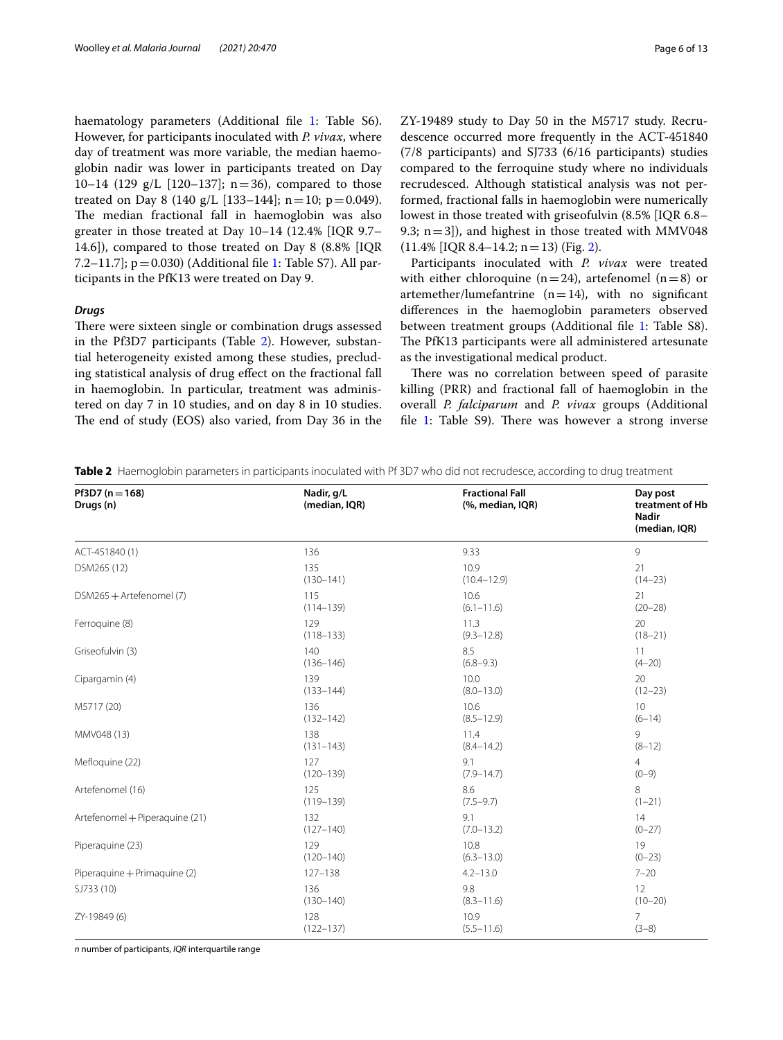haematology parameters (Additional file 1: Table S6). However, for participants inoculated with *P. vivax*, where day of treatment was more variable, the median haemoglobin nadir was lower in participants treated on Day 10–14 (129 g/L [120–137]; n = 36), compared to those treated on Day 8 (140 g/L [133–144]; n = 10; p = 0.049). The median fractional fall in haemoglobin was also greater in those treated at Day 10–14 (12.4% [IQR 9.7–14.6]), compared to those treated on Day 8 (8.8% [IQR 7.2–11.7]; p = 0.030) (Additional file 1: Table S7). All participants in the PfK13 were treated on Day 9.

### *Drugs*

There were sixteen single or combination drugs assessed in the Pf3D7 participants (Table 2). However, substantial heterogeneity existed among these studies, precluding statistical analysis of drug effect on the fractional fall in haemoglobin. In particular, treatment was administered on day 7 in 10 studies, and on day 8 in 10 studies. The end of study (EOS) also varied, from Day 36 in the ZY-19489 study to Day 50 in the M5717 study. Recrudescence occurred more frequently in the ACT-451840 (7/8 participants) and SJ733 (6/16 participants) studies compared to the ferroquine study where no individuals recrudesced. Although statistical analysis was not performed, fractional falls in haemoglobin were numerically lowest in those treated with griseofulvin (8.5% [IQR 6.8–9.3; n = 3]), and highest in those treated with MMV048 (11.4% [IQR 8.4–14.2; n = 13) (Fig. 2).

Participants inoculated with *P. vivax* were treated with either chloroquine (n = 24), artefenomel (n = 8) or artemether/lumefantrine (n = 14), with no significant differences in the haemoglobin parameters observed between treatment groups (Additional file 1: Table S8). The PfK13 participants were all administered artesunate as the investigational medical product.

There was no correlation between speed of parasite killing (PRR) and fractional fall of haemoglobin in the overall *P. falciparum* and *P. vivax* groups (Additional file 1: Table S9). There was however a strong inverse

**Table 2** Haemoglobin parameters in participants inoculated with Pf 3D7 who did not recrudesce, according to drug treatment

| Pf3D7 (n = 168) Drugs (n) | Nadir, g/L (median, IQR) | Fractional Fall (%, median, IQR) | Day post treatment of Hb Nadir (median, IQR) |
|---|---|---|---|
| ACT-451840 (1) | 136 | 9.33 | 9 |
| DSM265 (12) | 135 (130–141) | 10.9 (10.4–12.9) | 21 (14–23) |
| DSM265 + Artefenomel (7) | 115 (114–139) | 10.6 (6.1–11.6) | 21 (20–28) |
| Ferroquine (8) | 129 (118–133) | 11.3 (9.3–12.8) | 20 (18–21) |
| Griseofulvin (3) | 140 (136–146) | 8.5 (6.8–9.3) | 11 (4–20) |
| Cipargamin (4) | 139 (133–144) | 10.0 (8.0–13.0) | 20 (12–23) |
| M5717 (20) | 136 (132–142) | 10.6 (8.5–12.9) | 10 (6–14) |
| MMV048 (13) | 138 (131–143) | 11.4 (8.4–14.2) | 9 (8–12) |
| Mefloquine (22) | 127 (120–139) | 9.1 (7.9–14.7) | 4 (0–9) |
| Artefenomel (16) | 125 (119–139) | 8.6 (7.5–9.7) | 8 (1–21) |
| Artefenomel + Piperaquine (21) | 132 (127–140) | 9.1 (7.0–13.2) | 14 (0–27) |
| Piperaquine (23) | 129 (120–140) | 10.8 (6.3–13.0) | 19 (0–23) |
| Piperaquine + Primaquine (2) | 127–138 | 4.2–13.0 | 7–20 |
| SJ733 (10) | 136 (130–140) | 9.8 (8.3–11.6) | 12 (10–20) |
| ZY-19849 (6) | 128 (122–137) | 10.9 (5.5–11.6) | 7 (3–8) |

*n* number of participants, *IQR* interquartile range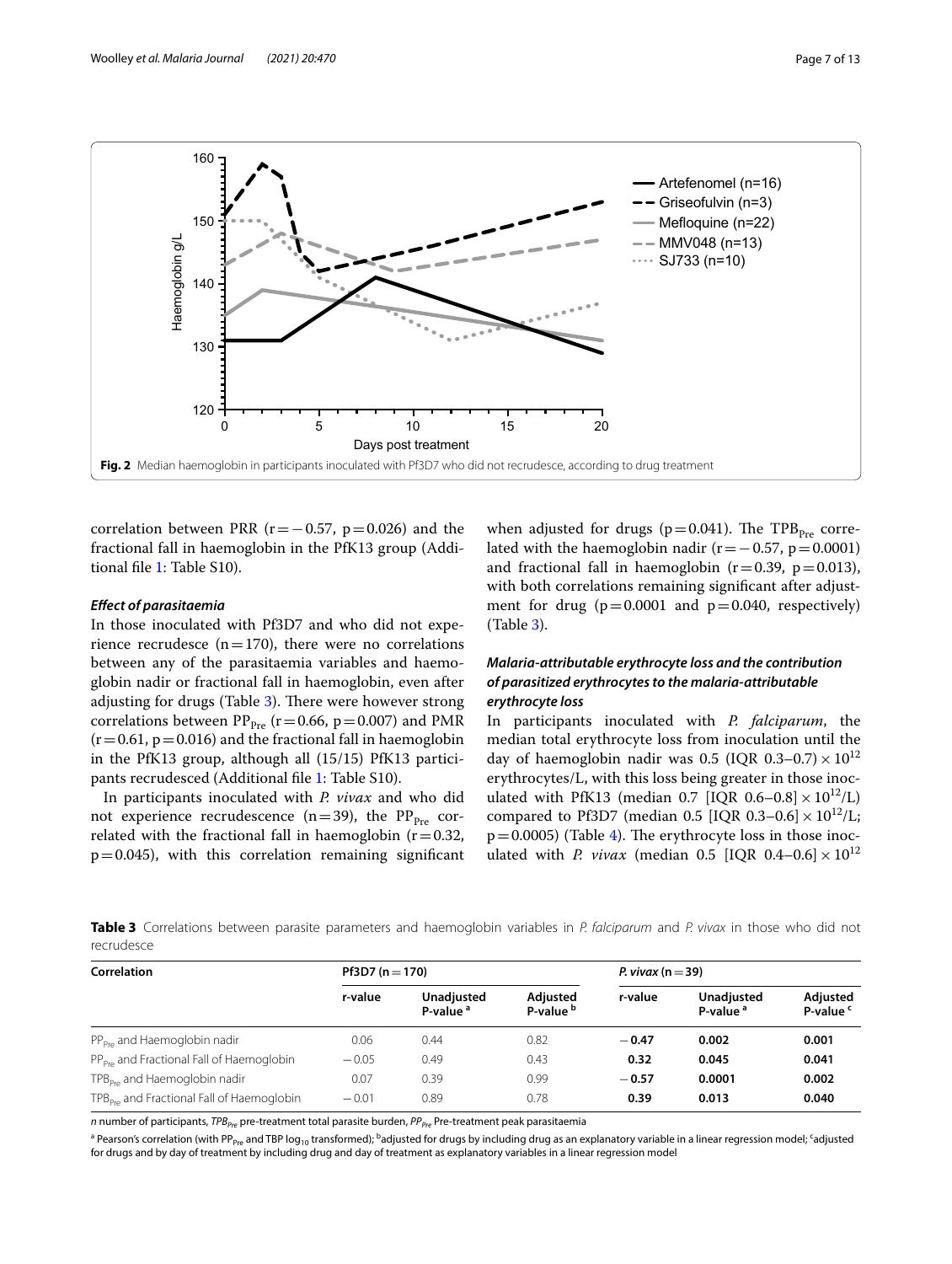Fig. 2 Median haemoglobin in participants inoculated with Pf3D7 who did not recrudesce, according to drug treatment

correlation between PRR ($r = -0.57$, $p = 0.026$) and the fractional fall in haemoglobin in the PfK13 group (Additional file 1: Table S10).

### *Effect of parasitaemia*

In those inoculated with Pf3D7 and who did not experience recrudesce ($n = 170$), there were no correlations between any of the parasitaemia variables and haemoglobin nadir or fractional fall in haemoglobin, even after adjusting for drugs (Table 3). There were however strong correlations between $PP_{Pre}$ ($r = 0.66$, $p = 0.007$) and PMR ($r = 0.61$, $p = 0.016$) and the fractional fall in haemoglobin in the PfK13 group, although all (15/15) PfK13 participants recrudesced (Additional file 1: Table S10).

In participants inoculated with *P. vivax* and who did not experience recrudescence ($n = 39$), the $PP_{Pre}$ correlated with the fractional fall in haemoglobin ($r = 0.32$, $p = 0.045$), with this correlation remaining significant when adjusted for drugs ($p = 0.041$). The $TPB_{Pre}$ correlated with the haemoglobin nadir ($r = -0.57$, $p = 0.0001$) and fractional fall in haemoglobin ($r = 0.39$, $p = 0.013$), with both correlations remaining significant after adjustment for drug ($p = 0.0001$ and $p = 0.040$, respectively) (Table 3).

### *Malaria-attributable erythrocyte loss and the contribution of parasitized erythrocytes to the malaria-attributable erythrocyte loss*

In participants inoculated with *P. falciparum*, the median total erythrocyte loss from inoculation until the day of haemoglobin nadir was 0.5 (IQR 0.3–0.7) $\times 10^{12}$ erythrocytes/L, with this loss being greater in those inoculated with PfK13 (median 0.7 [IQR 0.6–0.8] $\times 10^{12}$/L) compared to Pf3D7 (median 0.5 [IQR 0.3–0.6] $\times 10^{12}$/L; $p = 0.0005$) (Table 4). The erythrocyte loss in those inoculated with *P. vivax* (median 0.5 [IQR 0.4–0.6] $\times 10^{12}$

**Table 3** Correlations between parasite parameters and haemoglobin variables in *P. falciparum* and *P. vivax* in those who did not recrudesce

| Correlation | Pf3D7 (n = 170) | | | *P. vivax* (n = 39) | | |
|---|---|---|---|---|---|---|
| | r-value | Unadjusted P-value [a] | Adjusted P-value [b] | r-value | Unadjusted P-value [a] | Adjusted P-value [c] |
| $PP_{Pre}$ and Haemoglobin nadir | 0.06 | 0.44 | 0.82 | **−0.47** | **0.002** | **0.001** |
| $PP_{Pre}$ and Fractional Fall of Haemoglobin | −0.05 | 0.49 | 0.43 | **0.32** | **0.045** | **0.041** |
| $TPB_{Pre}$ and Haemoglobin nadir | 0.07 | 0.39 | 0.99 | **−0.57** | **0.0001** | **0.002** |
| $TPB_{Pre}$ and Fractional Fall of Haemoglobin | −0.01 | 0.89 | 0.78 | **0.39** | **0.013** | **0.040** |

*n* number of participants, $TPB_{Pre}$ pre-treatment total parasite burden, $PP_{Pre}$ Pre-treatment peak parasitaemia

[a] Pearson's correlation (with $PP_{Pre}$ and TBP $\log_{10}$ transformed); [b] adjusted for drugs by including drug as an explanatory variable in a linear regression model; [c] adjusted for drugs and by day of treatment by including drug and day of treatment as explanatory variables in a linear regression model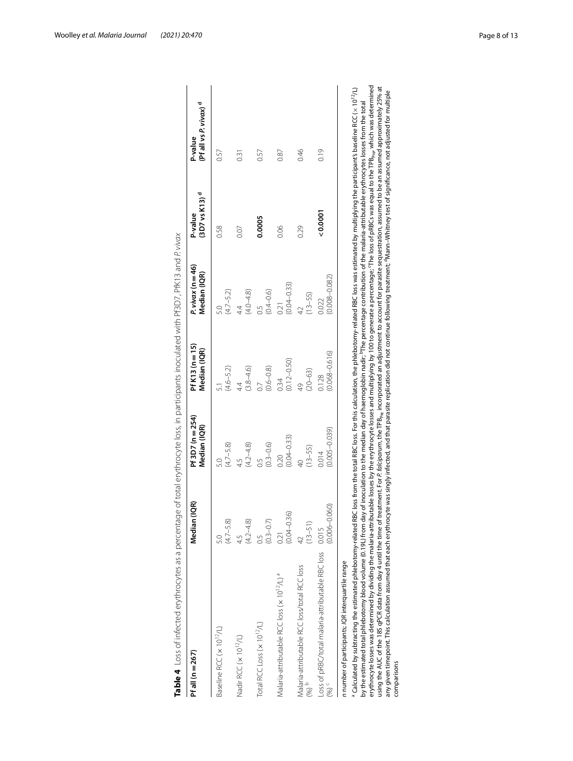**Table 4** Loss of infected erythrocytes as a percentage of total erythrocyte loss, in participants inoculated with Pf3D7, PfK13 and *P. vivax*

| Pf all (n = 267) | Median (IQR) | Pf 3D7 (n = 254) Median (IQR) | Pf K13 (n = 15) Median (IQR) | *P. vivax* (n = 46) Median (IQR) | P-value (3D7 vs K13) [d] | P-value (Pf all vs *P. vivax*) [d] |
|---|---|---|---|---|---|---|
| Baseline RCC ($\times 10^{12}$/L) | 5.0 (4.7–5.8) | 5.0 (4.7–5.8) | 5.1 (4.6–5.2) | 5.0 (4.7–5.2) | 0.58 | 0.57 |
| Nadir RCC ($\times 10^{12}$/L) | 4.5 (4.2–4.8) | 4.5 (4.2–4.8) | 4.4 (3.8–4.6) | 4.4 (4.0–4.8) | 0.07 | 0.31 |
| Total RCC Loss ($\times 10^{12}$/L) | 0.5 (0.3–0.7) | 0.5 (0.3–0.6) | 0.7 (0.6–0.8) | 0.5 (0.4–0.6) | **0.0005** | 0.57 |
| Malaria-attributable RCC loss ($\times 10^{12}$/L) [a] | 0.21 (0.04–0.36) | 0.20 (0.04–0.33) | 0.34 (0.12–0.50) | 0.21 (0.04–0.33) | 0.06 | 0.87 |
| Malaria-attributable RCC loss/total RCC loss (%) [b] | 42 (13–51) | 40 (13–55) | 49 (20–63) | 42 (13–55) | 0.29 | 0.46 |
| Loss of pRBC/total malaria-attributable RBC loss (%) [c] | 0.015 (0.006–0.060) | 0.014 (0.005–0.039) | 0.128 (0.068–0.616) | 0.022 (0.008–0.082) | **<0.0001** | 0.19 |

*n* number of participants; *IQR* interquartile range

[a] Calculated by subtracting the estimated phlebotomy-related RBC loss from the total RBC loss. For this calculation, the phlebotomy-related RBC loss was estimated by multiplying the participant's baseline RCC ($\times 10^{12}$/L) by the estimated total phlebotomy blood volume (0.19L) from day of inoculation to the median day of haemoglobin nadir; [b]The percentage contribution of the malaria-attributable erythrocytes losses from the total erythrocyte losses was determined by dividing the malaria-attributable losses by the erythrocyte losses and multiplying by 100 to generate a percentage; [c]The loss of pRBCs was equal to the $TPB_{Pre}$ which was determined using the AUC of the 18S qPCR data from day 4 until the time of treatment. For *P. falciparum*, the $TPB_{Pre}$ incorporated an adjustment to account for parasite sequestration, assumed to be an assumed approximately 25% at any given timepoint. This calculation assumed that each erythrocyte was singly infected, and that parasite replication did not continue following treatment; [d]Mann–Whitney test of significance, not adjusted for multiple comparisons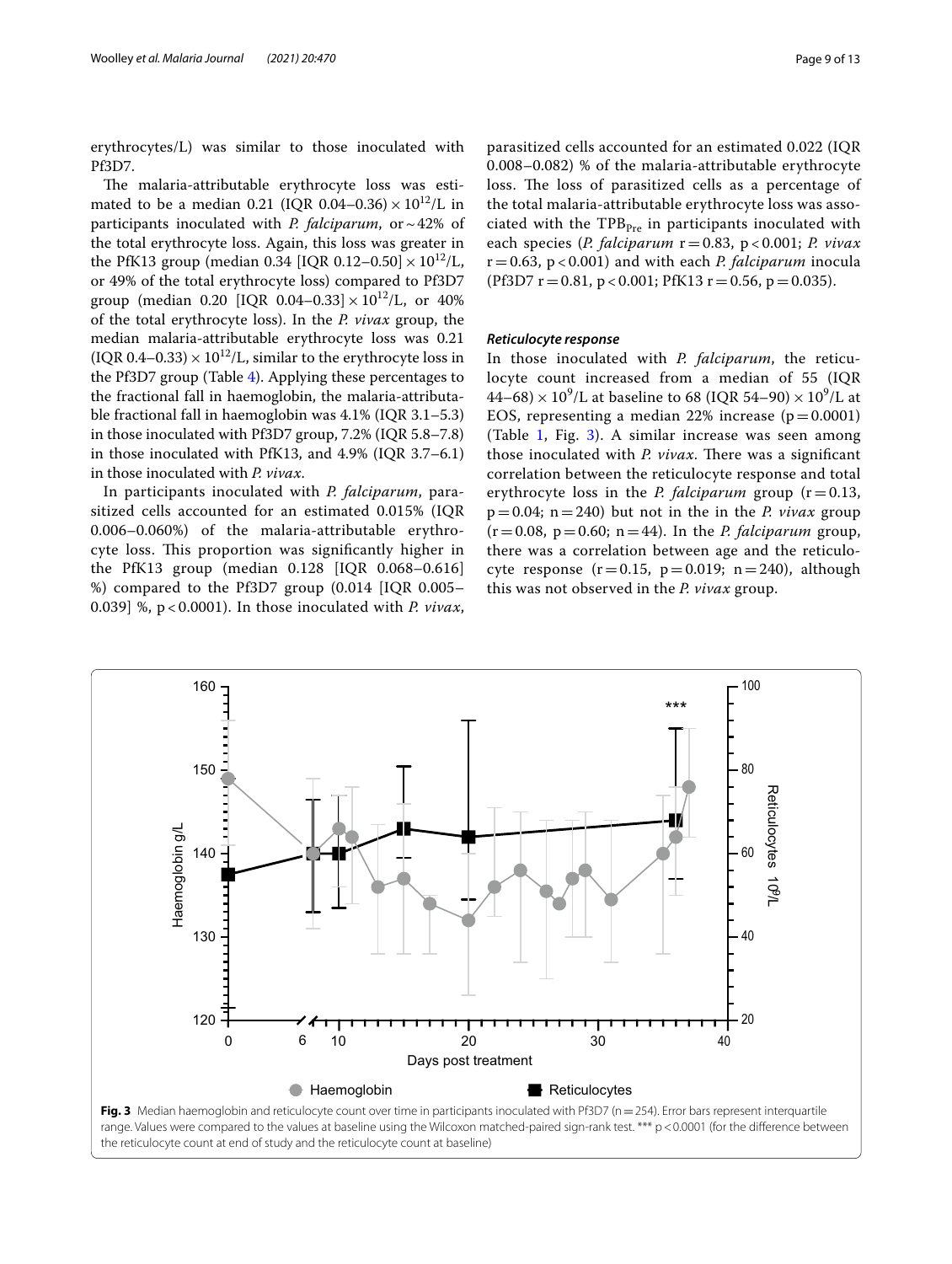erythrocytes/L) was similar to those inoculated with Pf3D7.

The malaria-attributable erythrocyte loss was estimated to be a median 0.21 (IQR 0.04–0.36) $\times 10^{12}$/L in participants inoculated with *P. falciparum*, or ~42% of the total erythrocyte loss. Again, this loss was greater in the PfK13 group (median 0.34 [IQR 0.12–0.50] $\times 10^{12}$/L, or 49% of the total erythrocyte loss) compared to Pf3D7 group (median 0.20 [IQR 0.04–0.33] $\times 10^{12}$/L, or 40% of the total erythrocyte loss). In the *P. vivax* group, the median malaria-attributable erythrocyte loss was 0.21 (IQR 0.4–0.33) $\times 10^{12}$/L, similar to the erythrocyte loss in the Pf3D7 group (Table 4). Applying these percentages to the fractional fall in haemoglobin, the malaria-attributable fractional fall in haemoglobin was 4.1% (IQR 3.1–5.3) in those inoculated with Pf3D7 group, 7.2% (IQR 5.8–7.8) in those inoculated with PfK13, and 4.9% (IQR 3.7–6.1) in those inoculated with *P. vivax*.

In participants inoculated with *P. falciparum*, parasitized cells accounted for an estimated 0.015% (IQR 0.006–0.060%) of the malaria-attributable erythrocyte loss. This proportion was significantly higher in the PfK13 group (median 0.128 [IQR 0.068–0.616] %) compared to the Pf3D7 group (0.014 [IQR 0.005–0.039] %, $p < 0.0001$). In those inoculated with *P. vivax*, parasitized cells accounted for an estimated 0.022 (IQR 0.008–0.082) % of the malaria-attributable erythrocyte loss. The loss of parasitized cells as a percentage of the total malaria-attributable erythrocyte loss was associated with the $TPB_{Pre}$ in participants inoculated with each species (*P. falciparum* $r = 0.83$, $p < 0.001$; *P. vivax* $r = 0.63$, $p < 0.001$) and with each *P. falciparum* inocula (Pf3D7 $r = 0.81$, $p < 0.001$; PfK13 $r = 0.56$, $p = 0.035$).

### Reticulocyte response

In those inoculated with *P. falciparum*, the reticulocyte count increased from a median of 55 (IQR 44–68) $\times 10^9$/L at baseline to 68 (IQR 54–90) $\times 10^9$/L at EOS, representing a median 22% increase ($p = 0.0001$) (Table 1, Fig. 3). A similar increase was seen among those inoculated with *P. vivax*. There was a significant correlation between the reticulocyte response and total erythrocyte loss in the *P. falciparum* group ($r = 0.13$, $p = 0.04$; $n = 240$) but not in the in the *P. vivax* group ($r = 0.08$, $p = 0.60$; $n = 44$). In the *P. falciparum* group, there was a correlation between age and the reticulocyte response ($r = 0.15$, $p = 0.019$; $n = 240$), although this was not observed in the *P. vivax* group.

**Fig. 3** Median haemoglobin and reticulocyte count over time in participants inoculated with Pf3D7 ($n = 254$). Error bars represent interquartile range. Values were compared to the values at baseline using the Wilcoxon matched-paired sign-rank test. *** $p < 0.0001$ (for the difference between the reticulocyte count at end of study and the reticulocyte count at baseline)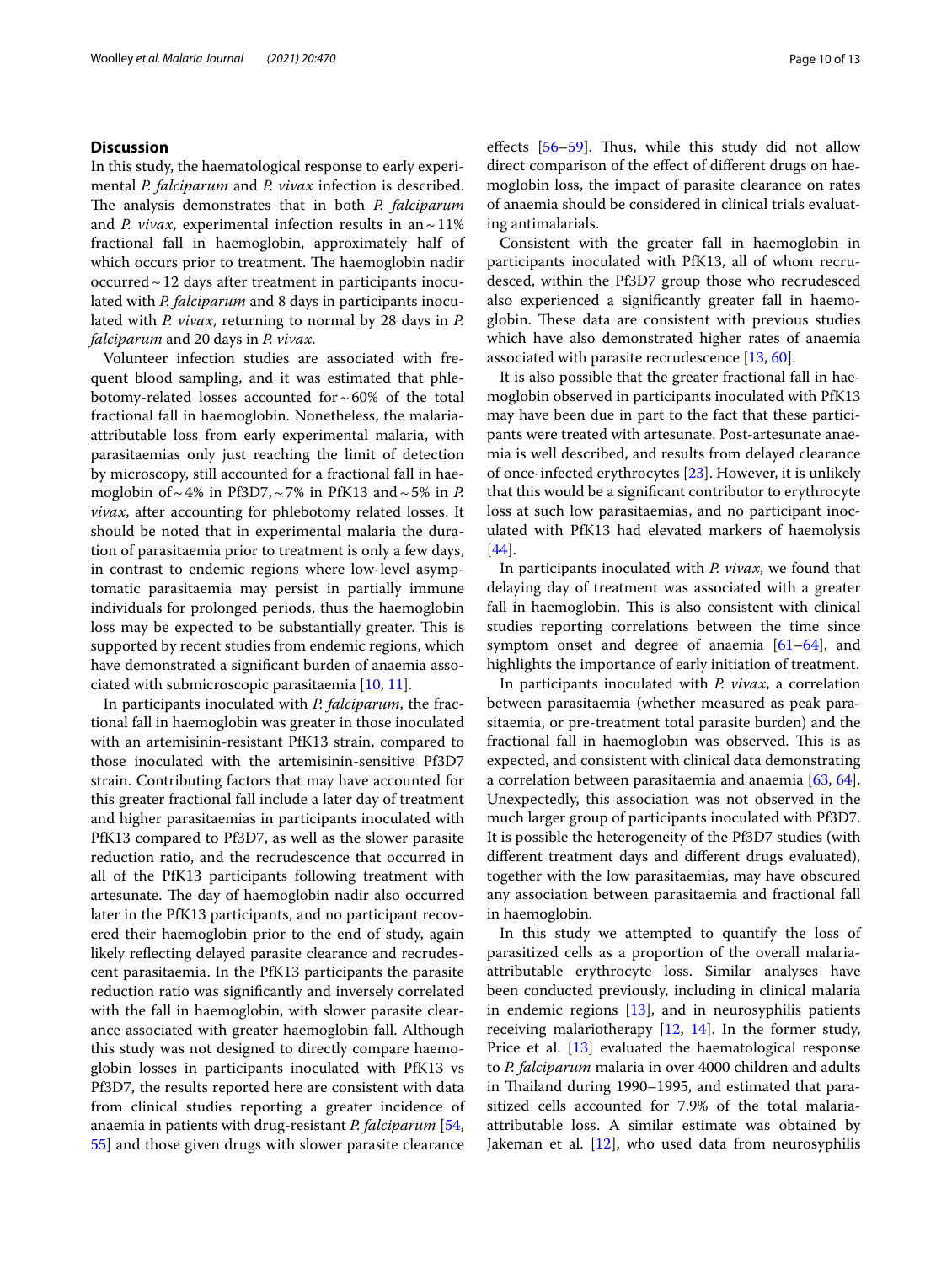## Discussion

In this study, the haematological response to early experimental *P. falciparum* and *P. vivax* infection is described. The analysis demonstrates that in both *P. falciparum* and *P. vivax*, experimental infection results in an ~ 11% fractional fall in haemoglobin, approximately half of which occurs prior to treatment. The haemoglobin nadir occurred ~ 12 days after treatment in participants inoculated with *P. falciparum* and 8 days in participants inoculated with *P. vivax*, returning to normal by 28 days in *P. falciparum* and 20 days in *P. vivax*.

Volunteer infection studies are associated with frequent blood sampling, and it was estimated that phlebotomy-related losses accounted for ~ 60% of the total fractional fall in haemoglobin. Nonetheless, the malaria-attributable loss from early experimental malaria, with parasitaemias only just reaching the limit of detection by microscopy, still accounted for a fractional fall in haemoglobin of ~ 4% in Pf3D7, ~ 7% in PfK13 and ~ 5% in *P. vivax*, after accounting for phlebotomy related losses. It should be noted that in experimental malaria the duration of parasitaemia prior to treatment is only a few days, in contrast to endemic regions where low-level asymptomatic parasitaemia may persist in partially immune individuals for prolonged periods, thus the haemoglobin loss may be expected to be substantially greater. This is supported by recent studies from endemic regions, which have demonstrated a significant burden of anaemia associated with submicroscopic parasitaemia [10, 11].

In participants inoculated with *P. falciparum*, the fractional fall in haemoglobin was greater in those inoculated with an artemisinin-resistant PfK13 strain, compared to those inoculated with the artemisinin-sensitive Pf3D7 strain. Contributing factors that may have accounted for this greater fractional fall include a later day of treatment and higher parasitaemias in participants inoculated with PfK13 compared to Pf3D7, as well as the slower parasite reduction ratio, and the recrudescence that occurred in all of the PfK13 participants following treatment with artesunate. The day of haemoglobin nadir also occurred later in the PfK13 participants, and no participant recovered their haemoglobin prior to the end of study, again likely reflecting delayed parasite clearance and recrudescent parasitaemia. In the PfK13 participants the parasite reduction ratio was significantly and inversely correlated with the fall in haemoglobin, with slower parasite clearance associated with greater haemoglobin fall. Although this study was not designed to directly compare haemoglobin losses in participants inoculated with PfK13 vs Pf3D7, the results reported here are consistent with data from clinical studies reporting a greater incidence of anaemia in patients with drug-resistant *P. falciparum* [54, 55] and those given drugs with slower parasite clearance effects [56–59]. Thus, while this study did not allow direct comparison of the effect of different drugs on haemoglobin loss, the impact of parasite clearance on rates of anaemia should be considered in clinical trials evaluating antimalarials.

Consistent with the greater fall in haemoglobin in participants inoculated with PfK13, all of whom recrudesced, within the Pf3D7 group those who recrudesced also experienced a significantly greater fall in haemoglobin. These data are consistent with previous studies which have also demonstrated higher rates of anaemia associated with parasite recrudescence [13, 60].

It is also possible that the greater fractional fall in haemoglobin observed in participants inoculated with PfK13 may have been due in part to the fact that these participants were treated with artesunate. Post-artesunate anaemia is well described, and results from delayed clearance of once-infected erythrocytes [23]. However, it is unlikely that this would be a significant contributor to erythrocyte loss at such low parasitaemias, and no participant inoculated with PfK13 had elevated markers of haemolysis [44].

In participants inoculated with *P. vivax*, we found that delaying day of treatment was associated with a greater fall in haemoglobin. This is also consistent with clinical studies reporting correlations between the time since symptom onset and degree of anaemia [61–64], and highlights the importance of early initiation of treatment.

In participants inoculated with *P. vivax*, a correlation between parasitaemia (whether measured as peak parasitaemia, or pre-treatment total parasite burden) and the fractional fall in haemoglobin was observed. This is as expected, and consistent with clinical data demonstrating a correlation between parasitaemia and anaemia [63, 64]. Unexpectedly, this association was not observed in the much larger group of participants inoculated with Pf3D7. It is possible the heterogeneity of the Pf3D7 studies (with different treatment days and different drugs evaluated), together with the low parasitaemias, may have obscured any association between parasitaemia and fractional fall in haemoglobin.

In this study we attempted to quantify the loss of parasitized cells as a proportion of the overall malaria-attributable erythrocyte loss. Similar analyses have been conducted previously, including in clinical malaria in endemic regions [13], and in neurosyphilis patients receiving malariotherapy [12, 14]. In the former study, Price et al. [13] evaluated the haematological response to *P. falciparum* malaria in over 4000 children and adults in Thailand during 1990–1995, and estimated that parasitized cells accounted for 7.9% of the total malaria-attributable loss. A similar estimate was obtained by Jakeman et al. [12], who used data from neurosyphilis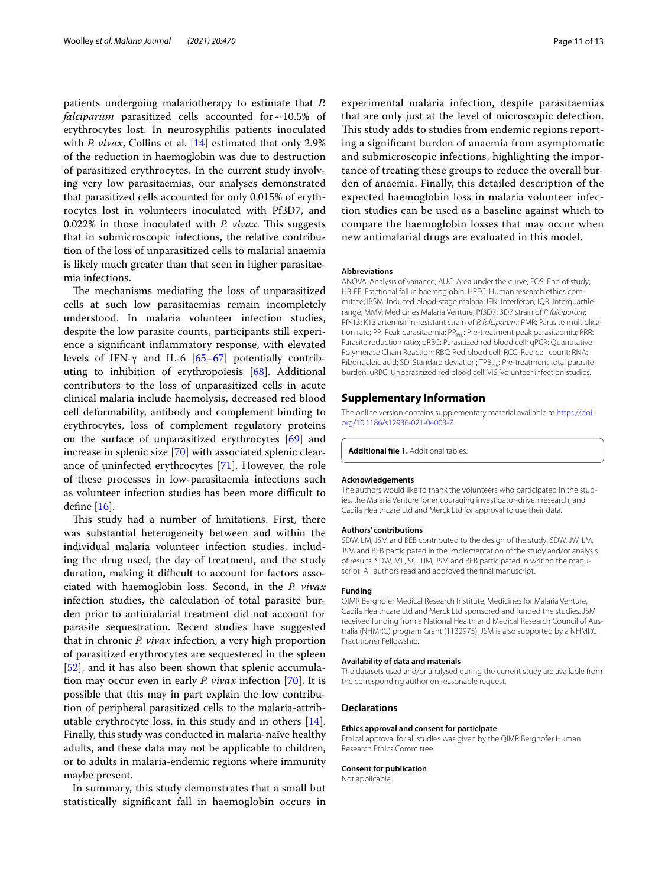patients undergoing malariotherapy to estimate that *P. falciparum* parasitized cells accounted for ~ 10.5% of erythrocytes lost. In neurosyphilis patients inoculated with *P. vivax*, Collins et al. [14] estimated that only 2.9% of the reduction in haemoglobin was due to destruction of parasitized erythrocytes. In the current study involving very low parasitaemias, our analyses demonstrated that parasitized cells accounted for only 0.015% of erythrocytes lost in volunteers inoculated with Pf3D7, and 0.022% in those inoculated with *P. vivax*. This suggests that in submicroscopic infections, the relative contribution of the loss of unparasitized cells to malarial anaemia is likely much greater than that seen in higher parasitaemia infections.

The mechanisms mediating the loss of unparasitized cells at such low parasitaemias remain incompletely understood. In malaria volunteer infection studies, despite the low parasite counts, participants still experience a significant inflammatory response, with elevated levels of IFN-γ and IL-6 [65–67] potentially contributing to inhibition of erythropoiesis [68]. Additional contributors to the loss of unparasitized cells in acute clinical malaria include haemolysis, decreased red blood cell deformability, antibody and complement binding to erythrocytes, loss of complement regulatory proteins on the surface of unparasitized erythrocytes [69] and increase in splenic size [70] with associated splenic clearance of uninfected erythrocytes [71]. However, the role of these processes in low-parasitaemia infections such as volunteer infection studies has been more difficult to define [16].

This study had a number of limitations. First, there was substantial heterogeneity between and within the individual malaria volunteer infection studies, including the drug used, the day of treatment, and the study duration, making it difficult to account for factors associated with haemoglobin loss. Second, in the *P. vivax* infection studies, the calculation of total parasite burden prior to antimalarial treatment did not account for parasite sequestration. Recent studies have suggested that in chronic *P. vivax* infection, a very high proportion of parasitized erythrocytes are sequestered in the spleen [52], and it has also been shown that splenic accumulation may occur even in early *P. vivax* infection [70]. It is possible that this may in part explain the low contribution of peripheral parasitized cells to the malaria-attributable erythrocyte loss, in this study and in others [14]. Finally, this study was conducted in malaria-naïve healthy adults, and these data may not be applicable to children, or to adults in malaria-endemic regions where immunity maybe present.

In summary, this study demonstrates that a small but statistically significant fall in haemoglobin occurs in experimental malaria infection, despite parasitaemias that are only just at the level of microscopic detection. This study adds to studies from endemic regions reporting a significant burden of anaemia from asymptomatic and submicroscopic infections, highlighting the importance of treating these groups to reduce the overall burden of anaemia. Finally, this detailed description of the expected haemoglobin loss in malaria volunteer infection studies can be used as a baseline against which to compare the haemoglobin losses that may occur when new antimalarial drugs are evaluated in this model.

#### Abbreviations

ANOVA: Analysis of variance; AUC: Area under the curve; EOS: End of study; HB-FF: Fractional fall in haemoglobin; HREC: Human research ethics committee; IBSM: Induced blood-stage malaria; IFN: Interferon; IQR: Interquartile range; MMV: Medicines Malaria Venture; Pf3D7: 3D7 strain of *P. falciparum*; PfK13: K13 artemisinin-resistant strain of *P. falciparum*; PMR: Parasite multiplication rate; PP: Peak parasitaemia; $PP_{Pre}$: Pre-treatment peak parasitaemia; PRR: Parasite reduction ratio; pRBC: Parasitized red blood cell; qPCR: Quantitative Polymerase Chain Reaction; RBC: Red blood cell; RCC: Red cell count; RNA: Ribonucleic acid; SD: Standard deviation; $TPB_{Pre}$: Pre-treatment total parasite burden; uRBC: Unparasitized red blood cell; VIS: Volunteer infection studies.

## Supplementary Information

The online version contains supplementary material available at https://doi.org/10.1186/s12936-021-04003-7.

**Additional file 1.** Additional tables.

#### Acknowledgements

The authors would like to thank the volunteers who participated in the studies, the Malaria Venture for encouraging investigator-driven research, and Cadila Healthcare Ltd and Merck Ltd for approval to use their data.

#### Authors' contributions

SDW, LM, JSM and BEB contributed to the design of the study. SDW, JW, LM, JSM and BEB participated in the implementation of the study and/or analysis of results. SDW, ML, SC, JJM, JSM and BEB participated in writing the manuscript. All authors read and approved the final manuscript.

#### Funding

QIMR Berghofer Medical Research Institute, Medicines for Malaria Venture, Cadila Healthcare Ltd and Merck Ltd sponsored and funded the studies. JSM received funding from a National Health and Medical Research Council of Australia (NHMRC) program Grant (1132975). JSM is also supported by a NHMRC Practitioner Fellowship.

#### Availability of data and materials

The datasets used and/or analysed during the current study are available from the corresponding author on reasonable request.

### Declarations

#### Ethics approval and consent for participate

Ethical approval for all studies was given by the QIMR Berghofer Human Research Ethics Committee.

#### Consent for publication

Not applicable.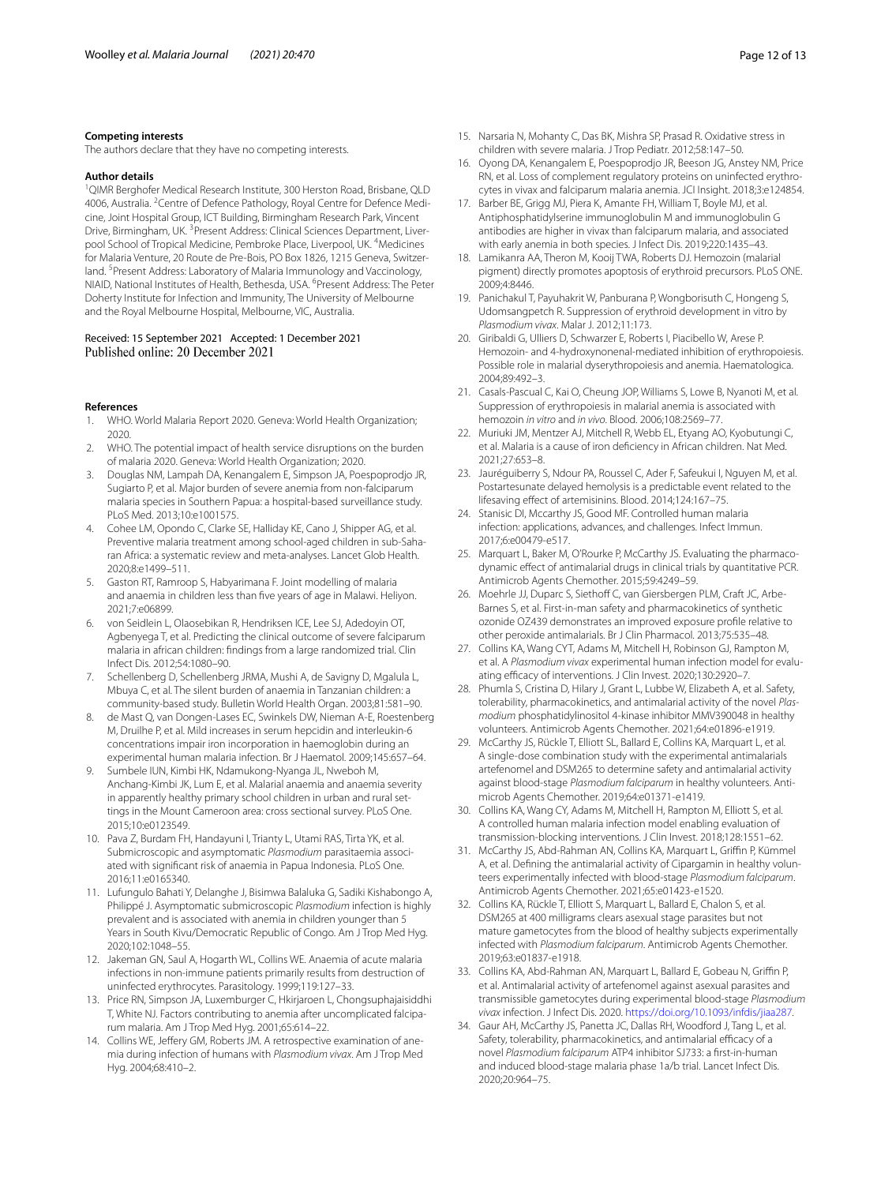### Competing interests

The authors declare that they have no competing interests.

### Author details

[1]QIMR Berghofer Medical Research Institute, 300 Herston Road, Brisbane, QLD 4006, Australia. [2]Centre of Defence Pathology, Royal Centre for Defence Medicine, Joint Hospital Group, ICT Building, Birmingham Research Park, Vincent Drive, Birmingham, UK. [3]Present Address: Clinical Sciences Department, Liverpool School of Tropical Medicine, Pembroke Place, Liverpool, UK. [4]Medicines for Malaria Venture, 20 Route de Pre-Bois, PO Box 1826, 1215 Geneva, Switzerland. [5]Present Address: Laboratory of Malaria Immunology and Vaccinology, NIAID, National Institutes of Health, Bethesda, USA. [6]Present Address: The Peter Doherty Institute for Infection and Immunity, The University of Melbourne and the Royal Melbourne Hospital, Melbourne, VIC, Australia.

Received: 15 September 2021 Accepted: 1 December 2021
Published online: 20 December 2021

### References

1. WHO. World Malaria Report 2020. Geneva: World Health Organization; 2020.
2. WHO. The potential impact of health service disruptions on the burden of malaria 2020. Geneva: World Health Organization; 2020.
3. Douglas NM, Lampah DA, Kenangalem E, Simpson JA, Poespoprodjo JR, Sugiarto P, et al. Major burden of severe anemia from non-falciparum malaria species in Southern Papua: a hospital-based surveillance study. PLoS Med. 2013;10:e1001575.
4. Cohee LM, Opondo C, Clarke SE, Halliday KE, Cano J, Shipper AG, et al. Preventive malaria treatment among school-aged children in sub-Saharan Africa: a systematic review and meta-analyses. Lancet Glob Health. 2020;8:e1499–511.
5. Gaston RT, Ramroop S, Habyarimana F. Joint modelling of malaria and anaemia in children less than five years of age in Malawi. Heliyon. 2021;7:e06899.
6. von Seidlein L, Olaosebikan R, Hendriksen ICE, Lee SJ, Adedoyin OT, Agbenyega T, et al. Predicting the clinical outcome of severe falciparum malaria in african children: findings from a large randomized trial. Clin Infect Dis. 2012;54:1080–90.
7. Schellenberg D, Schellenberg JRMA, Mushi A, de Savigny D, Mgalula L, Mbuya C, et al. The silent burden of anaemia in Tanzanian children: a community-based study. Bulletin World Health Organ. 2003;81:581–90.
8. de Mast Q, van Dongen-Lases EC, Swinkels DW, Nieman A-E, Roestenberg M, Druilhe P, et al. Mild increases in serum hepcidin and interleukin-6 concentrations impair iron incorporation in haemoglobin during an experimental human malaria infection. Br J Haematol. 2009;145:657–64.
9. Sumbele IUN, Kimbi HK, Ndamukong-Nyanga JL, Nweboh M, Anchang-Kimbi JK, Lum E, et al. Malarial anaemia and anaemia severity in apparently healthy primary school children in urban and rural settings in the Mount Cameroon area: cross sectional survey. PLoS One. 2015;10:e0123549.
10. Pava Z, Burdam FH, Handayuni I, Trianty L, Utami RAS, Tirta YK, et al. Submicroscopic and asymptomatic *Plasmodium* parasitaemia associated with significant risk of anaemia in Papua Indonesia. PLoS One. 2016;11:e0165340.
11. Lufungulo Bahati Y, Delanghe J, Bisimwa Balaluka G, Sadiki Kishabongo A, Philippé J. Asymptomatic submicroscopic *Plasmodium* infection is highly prevalent and is associated with anemia in children younger than 5 Years in South Kivu/Democratic Republic of Congo. Am J Trop Med Hyg. 2020;102:1048–55.
12. Jakeman GN, Saul A, Hogarth WL, Collins WE. Anaemia of acute malaria infections in non-immune patients primarily results from destruction of uninfected erythrocytes. Parasitology. 1999;119:127–33.
13. Price RN, Simpson JA, Luxemburger C, Hkirjaroen L, Chongsuphajaisiddhi T, White NJ. Factors contributing to anemia after uncomplicated falciparum malaria. Am J Trop Med Hyg. 2001;65:614–22.
14. Collins WE, Jeffery GM, Roberts JM. A retrospective examination of anemia during infection of humans with *Plasmodium vivax*. Am J Trop Med Hyg. 2004;68:410–2.
15. Narsaria N, Mohanty C, Das BK, Mishra SP, Prasad R. Oxidative stress in children with severe malaria. J Trop Pediatr. 2012;58:147–50.
16. Oyong DA, Kenangalem E, Poespoprodjo JR, Beeson JG, Anstey NM, Price RN, et al. Loss of complement regulatory proteins on uninfected erythrocytes in vivax and falciparum malaria anemia. JCI Insight. 2018;3:e124854.
17. Barber BE, Grigg MJ, Piera K, Amante FH, William T, Boyle MJ, et al. Antiphosphatidylserine immunoglobulin M and immunoglobulin G antibodies are higher in vivax than falciparum malaria, and associated with early anemia in both species. J Infect Dis. 2019;220:1435–43.
18. Lamikanra AA, Theron M, Kooij TWA, Roberts DJ. Hemozoin (malarial pigment) directly promotes apoptosis of erythroid precursors. PLoS ONE. 2009;4:8446.
19. Panichakul T, Payuhakrit W, Panburana P, Wongborisuth C, Hongeng S, Udomsangpetch R. Suppression of erythroid development in vitro by *Plasmodium vivax*. Malar J. 2012;11:173.
20. Giribaldi G, Ulliers D, Schwarzer E, Roberts I, Piacibello W, Arese P. Hemozoin- and 4-hydroxynonenal-mediated inhibition of erythropoiesis. Possible role in malarial dyserythropoiesis and anemia. Haematologica. 2004;89:492–3.
21. Casals-Pascual C, Kai O, Cheung JOP, Williams S, Lowe B, Nyanoti M, et al. Suppression of erythropoiesis in malarial anemia is associated with hemozoin *in vitro* and *in vivo*. Blood. 2006;108:2569–77.
22. Muriuki JM, Mentzer AJ, Mitchell R, Webb EL, Etyang AO, Kyobutungi C, et al. Malaria is a cause of iron deficiency in African children. Nat Med. 2021;27:653–8.
23. Jauréguiberry S, Ndour PA, Roussel C, Ader F, Safeukui I, Nguyen M, et al. Postartesunate delayed hemolysis is a predictable event related to the lifesaving effect of artemisinins. Blood. 2014;124:167–75.
24. Stanisic DI, Mccarthy JS, Good MF. Controlled human malaria infection: applications, advances, and challenges. Infect Immun. 2017;6:e00479-e517.
25. Marquart L, Baker M, O'Rourke P, McCarthy JS. Evaluating the pharmacodynamic effect of antimalarial drugs in clinical trials by quantitative PCR. Antimicrob Agents Chemother. 2015;59:4249–59.
26. Moehrle JJ, Duparc S, Siethoff C, van Giersbergen PLM, Craft JC, Arbe-Barnes S, et al. First-in-man safety and pharmacokinetics of synthetic ozonide OZ439 demonstrates an improved exposure profile relative to other peroxide antimalarials. Br J Clin Pharmacol. 2013;75:535–48.
27. Collins KA, Wang CYT, Adams M, Mitchell H, Robinson GJ, Rampton M, et al. A *Plasmodium vivax* experimental human infection model for evaluating efficacy of interventions. J Clin Invest. 2020;130:2920–7.
28. Phumla S, Cristina D, Hilary J, Grant L, Lubbe W, Elizabeth A, et al. Safety, tolerability, pharmacokinetics, and antimalarial activity of the novel *Plasmodium* phosphatidylinositol 4-kinase inhibitor MMV390048 in healthy volunteers. Antimicrob Agents Chemother. 2021;64:e01896-e1919.
29. McCarthy JS, Rückle T, Elliott SL, Ballard E, Collins KA, Marquart L, et al. A single-dose combination study with the experimental antimalarials artefenomel and DSM265 to determine safety and antimalarial activity against blood-stage *Plasmodium falciparum* in healthy volunteers. Antimicrob Agents Chemother. 2019;64:e01371-e1419.
30. Collins KA, Wang CY, Adams M, Mitchell H, Rampton M, Elliott S, et al. A controlled human malaria infection model enabling evaluation of transmission-blocking interventions. J Clin Invest. 2018;128:1551–62.
31. McCarthy JS, Abd-Rahman AN, Collins KA, Marquart L, Griffin P, Kümmel A, et al. Defining the antimalarial activity of Cipargamin in healthy volunteers experimentally infected with blood-stage *Plasmodium falciparum*. Antimicrob Agents Chemother. 2021;65:e01423-e1520.
32. Collins KA, Rückle T, Elliott S, Marquart L, Ballard E, Chalon S, et al. DSM265 at 400 milligrams clears asexual stage parasites but not mature gametocytes from the blood of healthy subjects experimentally infected with *Plasmodium falciparum*. Antimicrob Agents Chemother. 2019;63:e01837-e1918.
33. Collins KA, Abd-Rahman AN, Marquart L, Ballard E, Gobeau N, Griffin P, et al. Antimalarial activity of artefenomel against asexual parasites and transmissible gametocytes during experimental blood-stage *Plasmodium vivax* infection. J Infect Dis. 2020. https://doi.org/10.1093/infdis/jiaa287.
34. Gaur AH, McCarthy JS, Panetta JC, Dallas RH, Woodford J, Tang L, et al. Safety, tolerability, pharmacokinetics, and antimalarial efficacy of a novel *Plasmodium falciparum* ATP4 inhibitor SJ733: a first-in-human and induced blood-stage malaria phase 1a/b trial. Lancet Infect Dis. 2020;20:964–75.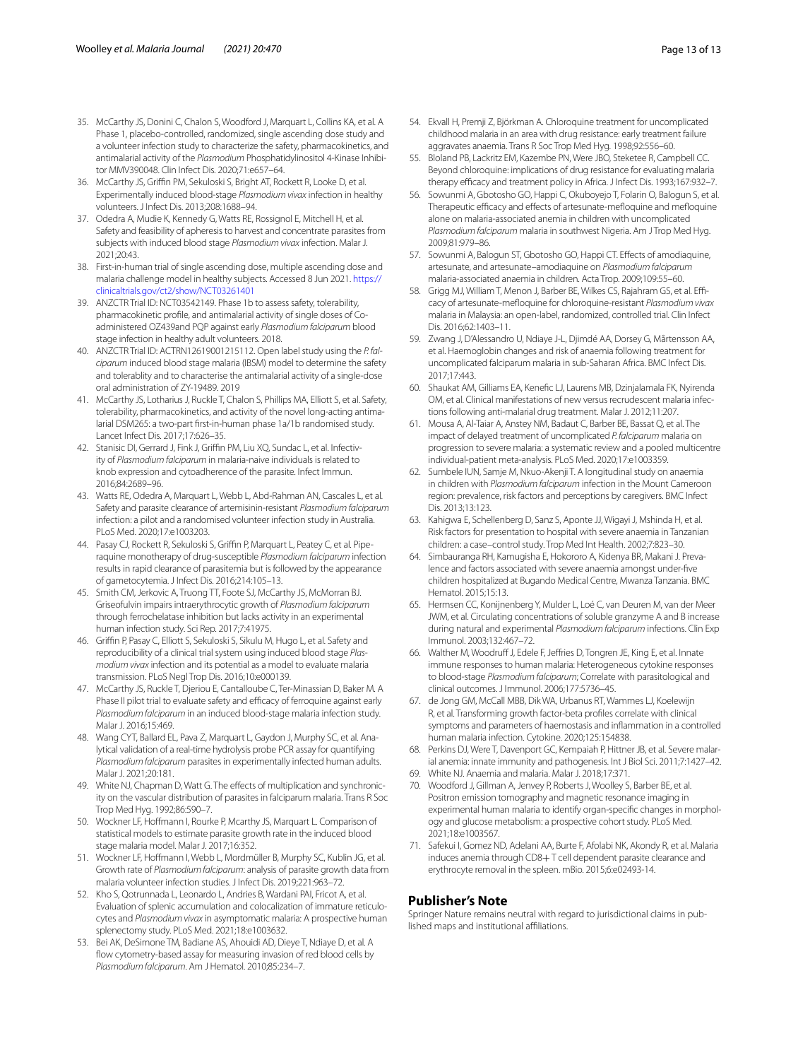35. McCarthy JS, Donini C, Chalon S, Woodford J, Marquart L, Collins KA, et al. A Phase 1, placebo-controlled, randomized, single ascending dose study and a volunteer infection study to characterize the safety, pharmacokinetics, and antimalarial activity of the *Plasmodium* Phosphatidylinositol 4-Kinase Inhibitor MMV390048. Clin Infect Dis. 2020;71:e657–64.
36. McCarthy JS, Griffin PM, Sekuloski S, Bright AT, Rockett R, Looke D, et al. Experimentally induced blood-stage *Plasmodium vivax* infection in healthy volunteers. J Infect Dis. 2013;208:1688–94.
37. Odedra A, Mudie K, Kennedy G, Watts RE, Rossignol E, Mitchell H, et al. Safety and feasibility of apheresis to harvest and concentrate parasites from subjects with induced blood stage *Plasmodium vivax* infection. Malar J. 2021;20:43.
38. First-in-human trial of single ascending dose, multiple ascending dose and malaria challenge model in healthy subjects. Accessed 8 Jun 2021. https://clinicaltrials.gov/ct2/show/NCT03261401
39. ANZCTR Trial ID: NCT03542149. Phase 1b to assess safety, tolerability, pharmacokinetic profile, and antimalarial activity of single doses of Co-administered OZ439and PQP against early *Plasmodium falciparum* blood stage infection in healthy adult volunteers. 2018.
40. ANZCTR Trial ID: ACTRN12619001215112. Open label study using the *P. falciparum* induced blood stage malaria (IBSM) model to determine the safety and tolerablity and to characterise the antimalarial activity of a single-dose oral administration of ZY-19489. 2019
41. McCarthy JS, Lotharius J, Ruckle T, Chalon S, Phillips MA, Elliott S, et al. Safety, tolerability, pharmacokinetics, and activity of the novel long-acting antimalarial DSM265: a two-part first-in-human phase 1a/1b randomised study. Lancet Infect Dis. 2017;17:626–35.
42. Stanisic DI, Gerrard J, Fink J, Griffin PM, Liu XQ, Sundac L, et al. Infectivity of *Plasmodium falciparum* in malaria-naive individuals is related to knob expression and cytoadherence of the parasite. Infect Immun. 2016;84:2689–96.
43. Watts RE, Odedra A, Marquart L, Webb L, Abd-Rahman AN, Cascales L, et al. Safety and parasite clearance of artemisinin-resistant *Plasmodium falciparum* infection: a pilot and a randomised volunteer infection study in Australia. PLoS Med. 2020;17:e1003203.
44. Pasay CJ, Rockett R, Sekuloski S, Griffin P, Marquart L, Peatey C, et al. Piperaquine monotherapy of drug-susceptible *Plasmodium falciparum* infection results in rapid clearance of parasitemia but is followed by the appearance of gametocytemia. J Infect Dis. 2016;214:105–13.
45. Smith CM, Jerkovic A, Truong TT, Foote SJ, McCarthy JS, McMorran BJ. Griseofulvin impairs intraerythrocytic growth of *Plasmodium falciparum* through ferrochelatase inhibition but lacks activity in an experimental human infection study. Sci Rep. 2017;7:41975.
46. Griffin P, Pasay C, Elliott S, Sekuloski S, Sikulu M, Hugo L, et al. Safety and reproducibility of a clinical trial system using induced blood stage *Plasmodium vivax* infection and its potential as a model to evaluate malaria transmission. PLoS Negl Trop Dis. 2016;10:e000139.
47. McCarthy JS, Ruckle T, Djeriou E, Cantalloube C, Ter-Minassian D, Baker M. A Phase II pilot trial to evaluate safety and efficacy of ferroquine against early *Plasmodium falciparum* in an induced blood-stage malaria infection study. Malar J. 2016;15:469.
48. Wang CYT, Ballard EL, Pava Z, Marquart L, Gaydon J, Murphy SC, et al. Analytical validation of a real-time hydrolysis probe PCR assay for quantifying *Plasmodium falciparum* parasites in experimentally infected human adults. Malar J. 2021;20:181.
49. White NJ, Chapman D, Watt G. The effects of multiplication and synchronicity on the vascular distribution of parasites in falciparum malaria. Trans R Soc Trop Med Hyg. 1992;86:590–7.
50. Wockner LF, Hoffmann I, Rourke P, Mcarthy JS, Marquart L. Comparison of statistical models to estimate parasite growth rate in the induced blood stage malaria model. Malar J. 2017;16:352.
51. Wockner LF, Hoffmann I, Webb L, Mordmüller B, Murphy SC, Kublin JG, et al. Growth rate of *Plasmodium falciparum*: analysis of parasite growth data from malaria volunteer infection studies. J Infect Dis. 2019;221:963–72.
52. Kho S, Qotrunnada L, Leonardo L, Andries B, Wardani PAI, Fricot A, et al. Evaluation of splenic accumulation and colocalization of immature reticulocytes and *Plasmodium vivax* in asymptomatic malaria: A prospective human splenectomy study. PLoS Med. 2021;18:e1003632.
53. Bei AK, DeSimone TM, Badiane AS, Ahouidi AD, Dieye T, Ndiaye D, et al. A flow cytometry-based assay for measuring invasion of red blood cells by *Plasmodium falciparum*. Am J Hematol. 2010;85:234–7.
54. Ekvall H, Premji Z, Björkman A. Chloroquine treatment for uncomplicated childhood malaria in an area with drug resistance: early treatment failure aggravates anaemia. Trans R Soc Trop Med Hyg. 1998;92:556–60.
55. Bloland PB, Lackritz EM, Kazembe PN, Were JBO, Steketee R, Campbell CC. Beyond chloroquine: implications of drug resistance for evaluating malaria therapy efficacy and treatment policy in Africa. J Infect Dis. 1993;167:932–7.
56. Sowunmi A, Gbotosho GO, Happi C, Okuboyejo T, Folarin O, Balogun S, et al. Therapeutic efficacy and effects of artesunate-mefloquine and mefloquine alone on malaria-associated anemia in children with uncomplicated *Plasmodium falciparum* malaria in southwest Nigeria. Am J Trop Med Hyg. 2009;81:979–86.
57. Sowunmi A, Balogun ST, Gbotosho GO, Happi CT. Effects of amodiaquine, artesunate, and artesunate–amodiaquine on *Plasmodium falciparum* malaria-associated anaemia in children. Acta Trop. 2009;109:55–60.
58. Grigg MJ, William T, Menon J, Barber BE, Wilkes CS, Rajahram GS, et al. Efficacy of artesunate-mefloquine for chloroquine-resistant *Plasmodium vivax* malaria in Malaysia: an open-label, randomized, controlled trial. Clin Infect Dis. 2016;62:1403–11.
59. Zwang J, D'Alessandro U, Ndiaye J-L, Djimdé AA, Dorsey G, Mårtensson AA, et al. Haemoglobin changes and risk of anaemia following treatment for uncomplicated falciparum malaria in sub-Saharan Africa. BMC Infect Dis. 2017;17:443.
60. Shaukat AM, Gilliams EA, Kenefic LJ, Laurens MB, Dzinjalamala FK, Nyirenda OM, et al. Clinical manifestations of new versus recrudescent malaria infections following anti-malarial drug treatment. Malar J. 2012;11:207.
61. Mousa A, Al-Taiar A, Anstey NM, Badaut C, Barber BE, Bassat Q, et al. The impact of delayed treatment of uncomplicated *P. falciparum* malaria on progression to severe malaria: a systematic review and a pooled multicentre individual-patient meta-analysis. PLoS Med. 2020;17:e1003359.
62. Sumbele IUN, Samje M, Nkuo-Akenji T. A longitudinal study on anaemia in children with *Plasmodium falciparum* infection in the Mount Cameroon region: prevalence, risk factors and perceptions by caregivers. BMC Infect Dis. 2013;13:123.
63. Kahigwa E, Schellenberg D, Sanz S, Aponte JJ, Wigayi J, Mshinda H, et al. Risk factors for presentation to hospital with severe anaemia in Tanzanian children: a case–control study. Trop Med Int Health. 2002;7:823–30.
64. Simbauranga RH, Kamugisha E, Hokororo A, Kidenya BR, Makani J. Prevalence and factors associated with severe anaemia amongst under-five children hospitalized at Bugando Medical Centre, Mwanza Tanzania. BMC Hematol. 2015;15:13.
65. Hermsen CC, Konijnenberg Y, Mulder L, Loé C, van Deuren M, van der Meer JWM, et al. Circulating concentrations of soluble granzyme A and B increase during natural and experimental *Plasmodium falciparum* infections. Clin Exp Immunol. 2003;132:467–72.
66. Walther M, Woodruff J, Edele F, Jeffries D, Tongren JE, King E, et al. Innate immune responses to human malaria: Heterogeneous cytokine responses to blood-stage *Plasmodium falciparum*; Correlate with parasitological and clinical outcomes. J Immunol. 2006;177:5736–45.
67. de Jong GM, McCall MBB, Dik WA, Urbanus RT, Wammes LJ, Koelewijn R, et al. Transforming growth factor-beta profiles correlate with clinical symptoms and parameters of haemostasis and inflammation in a controlled human malaria infection. Cytokine. 2020;125:154838.
68. Perkins DJ, Were T, Davenport GC, Kempaiah P, Hittner JB, et al. Severe malarial anemia: innate immunity and pathogenesis. Int J Biol Sci. 2011;7:1427–42.
69. White NJ. Anaemia and malaria. Malar J. 2018;17:371.
70. Woodford J, Gillman A, Jenvey P, Roberts J, Woolley S, Barber BE, et al. Positron emission tomography and magnetic resonance imaging in experimental human malaria to identify organ-specific changes in morphology and glucose metabolism: a prospective cohort study. PLoS Med. 2021;18:e1003567.
71. Safeukui I, Gomez ND, Adelani AA, Burte F, Afolabi NK, Akondy R, et al. Malaria induces anemia through CD8+ T cell dependent parasite clearance and erythrocyte removal in the spleen. mBio. 2015;6:e02493-14.

## Publisher's Note

Springer Nature remains neutral with regard to jurisdictional claims in published maps and institutional affiliations.